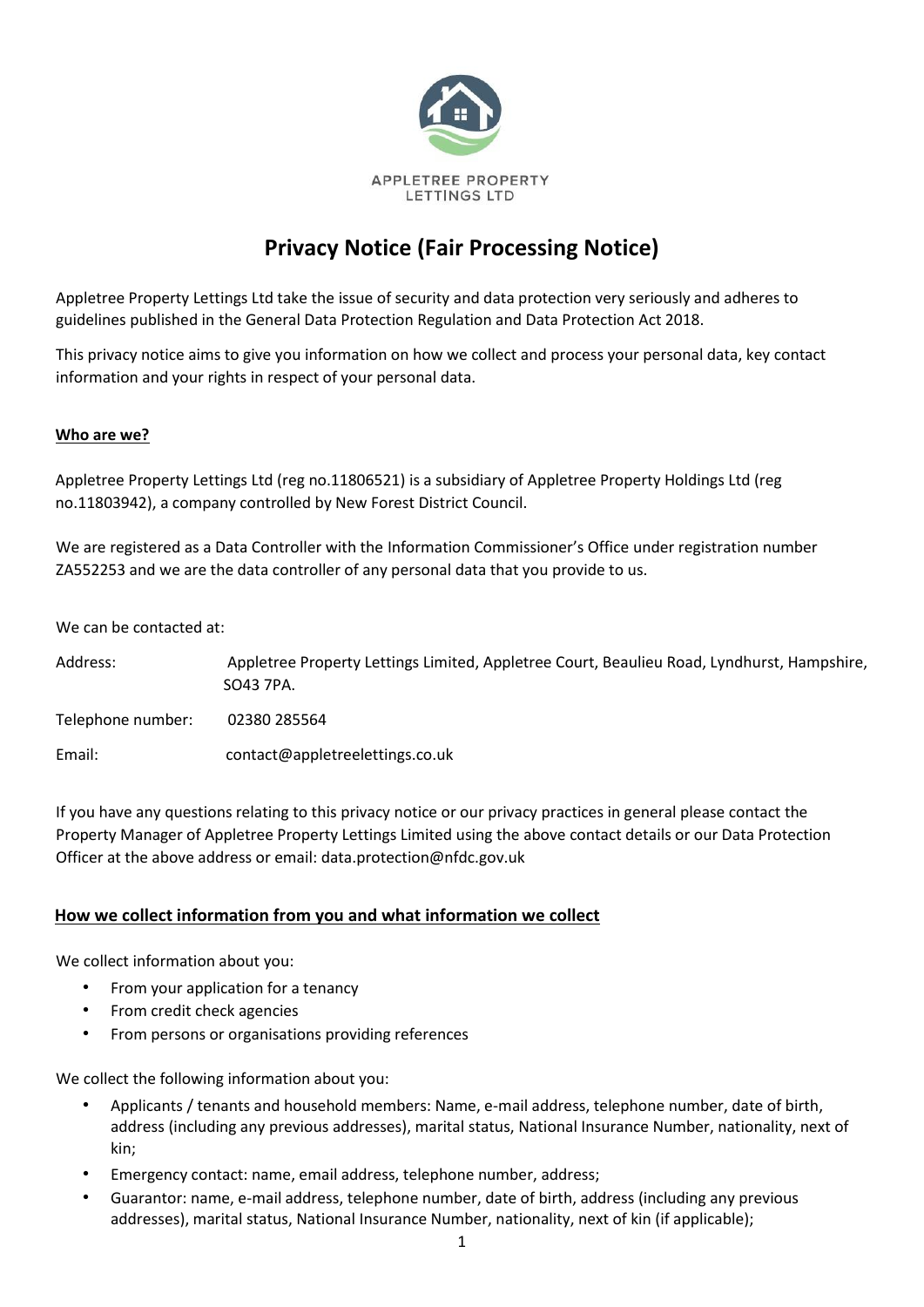APPLETREE PROPERTY
LETTINGS LTD

# Privacy Notice (Fair Processing Notice)

Appletree Property Lettings Ltd take the issue of security and data protection very seriously and adheres to guidelines published in the General Data Protection Regulation and Data Protection Act 2018.

This privacy notice aims to give you information on how we collect and process your personal data, key contact information and your rights in respect of your personal data.

## Who are we?

Appletree Property Lettings Ltd (reg no.11806521) is a subsidiary of Appletree Property Holdings Ltd (reg no.11803942), a company controlled by New Forest District Council.

We are registered as a Data Controller with the Information Commissioner's Office under registration number ZA552253 and we are the data controller of any personal data that you provide to us.

We can be contacted at:

| | |
|---|---|
| Address: | Appletree Property Lettings Limited, Appletree Court, Beaulieu Road, Lyndhurst, Hampshire, SO43 7PA. |
| Telephone number: | 02380 285564 |
| Email: | contact@appletreelettings.co.uk |

If you have any questions relating to this privacy notice or our privacy practices in general please contact the Property Manager of Appletree Property Lettings Limited using the above contact details or our Data Protection Officer at the above address or email: data.protection@nfdc.gov.uk

## How we collect information from you and what information we collect

We collect information about you:

- From your application for a tenancy
- From credit check agencies
- From persons or organisations providing references

We collect the following information about you:

- Applicants / tenants and household members: Name, e-mail address, telephone number, date of birth, address (including any previous addresses), marital status, National Insurance Number, nationality, next of kin;
- Emergency contact: name, email address, telephone number, address;
- Guarantor: name, e-mail address, telephone number, date of birth, address (including any previous addresses), marital status, National Insurance Number, nationality, next of kin (if applicable);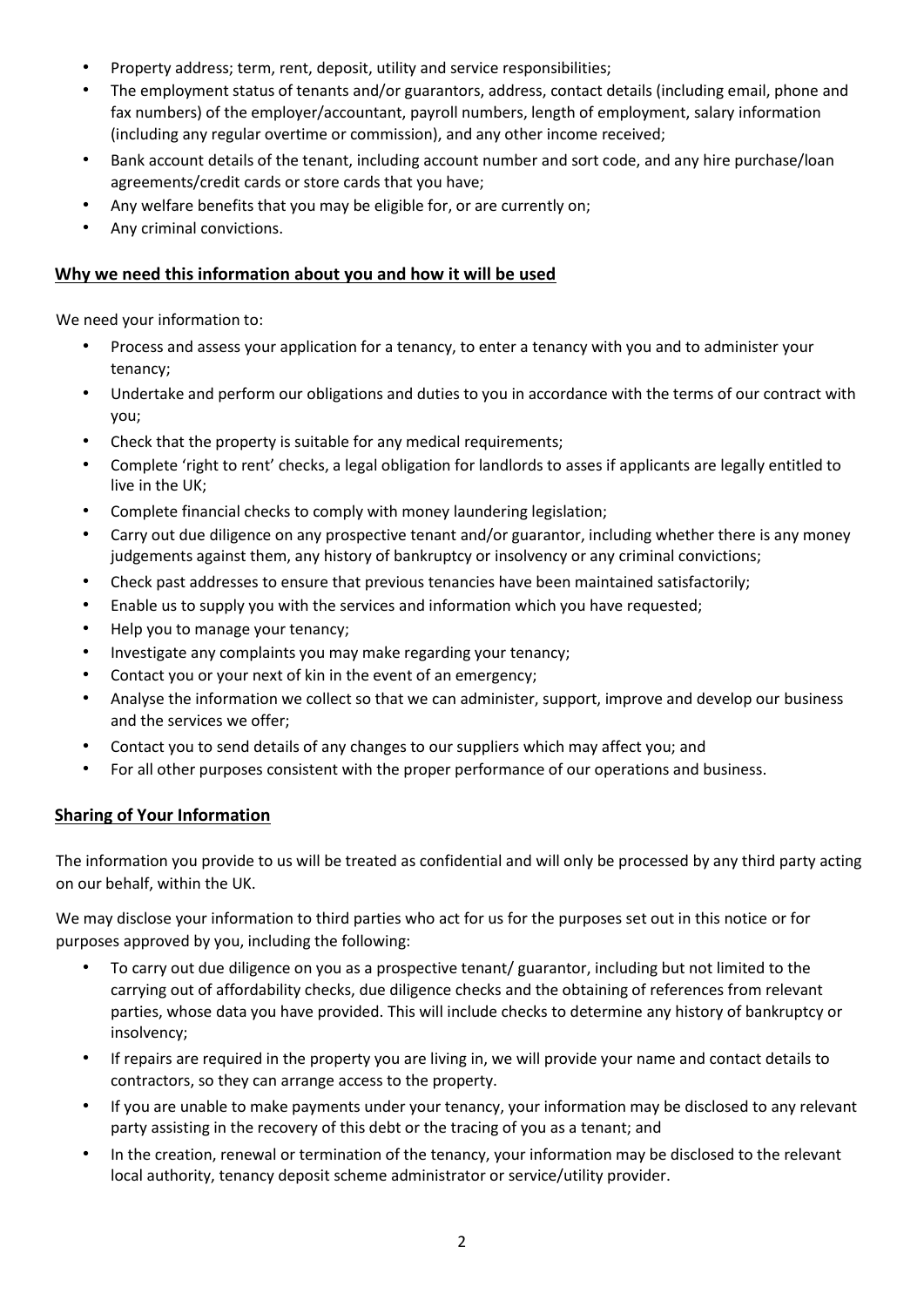- Property address; term, rent, deposit, utility and service responsibilities;
- The employment status of tenants and/or guarantors, address, contact details (including email, phone and fax numbers) of the employer/accountant, payroll numbers, length of employment, salary information (including any regular overtime or commission), and any other income received;
- Bank account details of the tenant, including account number and sort code, and any hire purchase/loan agreements/credit cards or store cards that you have;
- Any welfare benefits that you may be eligible for, or are currently on;
- Any criminal convictions.

## Why we need this information about you and how it will be used

We need your information to:

- Process and assess your application for a tenancy, to enter a tenancy with you and to administer your tenancy;
- Undertake and perform our obligations and duties to you in accordance with the terms of our contract with you;
- Check that the property is suitable for any medical requirements;
- Complete 'right to rent' checks, a legal obligation for landlords to asses if applicants are legally entitled to live in the UK;
- Complete financial checks to comply with money laundering legislation;
- Carry out due diligence on any prospective tenant and/or guarantor, including whether there is any money judgements against them, any history of bankruptcy or insolvency or any criminal convictions;
- Check past addresses to ensure that previous tenancies have been maintained satisfactorily;
- Enable us to supply you with the services and information which you have requested;
- Help you to manage your tenancy;
- Investigate any complaints you may make regarding your tenancy;
- Contact you or your next of kin in the event of an emergency;
- Analyse the information we collect so that we can administer, support, improve and develop our business and the services we offer;
- Contact you to send details of any changes to our suppliers which may affect you; and
- For all other purposes consistent with the proper performance of our operations and business.

## Sharing of Your Information

The information you provide to us will be treated as confidential and will only be processed by any third party acting on our behalf, within the UK.

We may disclose your information to third parties who act for us for the purposes set out in this notice or for purposes approved by you, including the following:

- To carry out due diligence on you as a prospective tenant/ guarantor, including but not limited to the carrying out of affordability checks, due diligence checks and the obtaining of references from relevant parties, whose data you have provided. This will include checks to determine any history of bankruptcy or insolvency;
- If repairs are required in the property you are living in, we will provide your name and contact details to contractors, so they can arrange access to the property.
- If you are unable to make payments under your tenancy, your information may be disclosed to any relevant party assisting in the recovery of this debt or the tracing of you as a tenant; and
- In the creation, renewal or termination of the tenancy, your information may be disclosed to the relevant local authority, tenancy deposit scheme administrator or service/utility provider.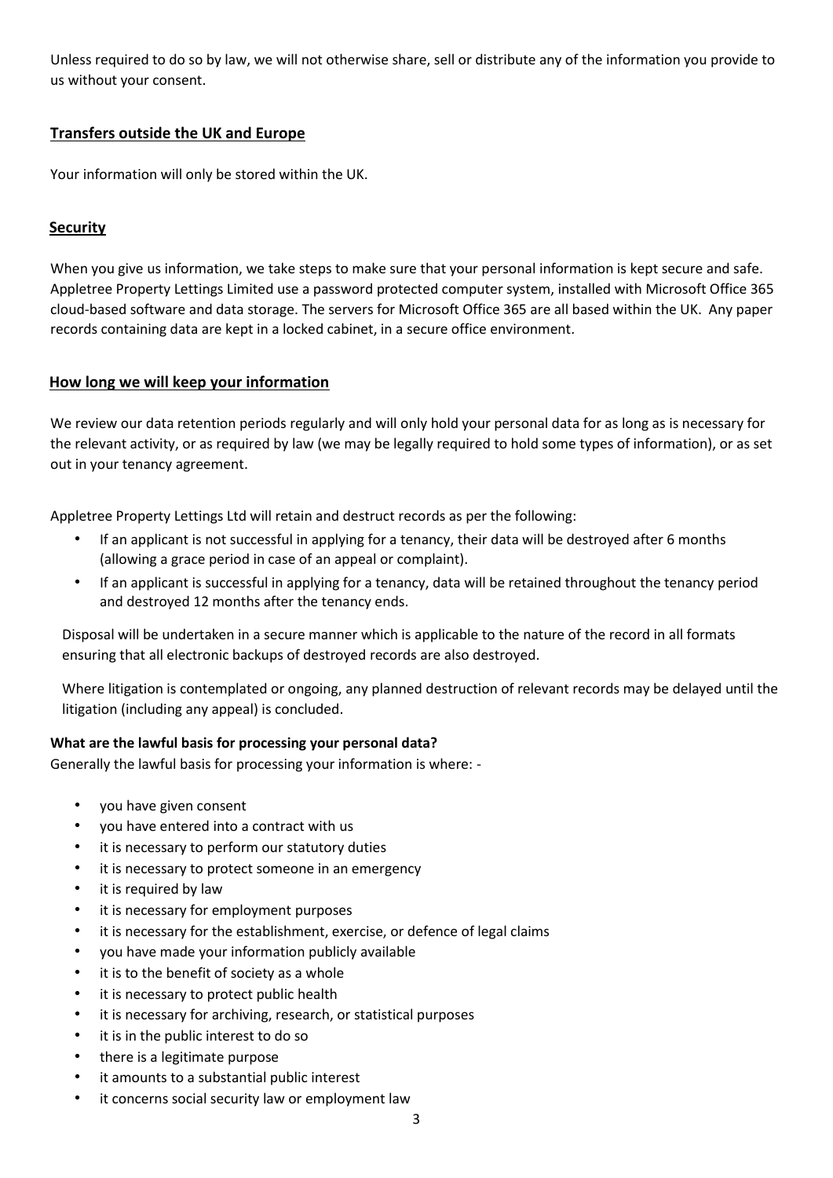Unless required to do so by law, we will not otherwise share, sell or distribute any of the information you provide to us without your consent.

## Transfers outside the UK and Europe

Your information will only be stored within the UK.

## Security

When you give us information, we take steps to make sure that your personal information is kept secure and safe. Appletree Property Lettings Limited use a password protected computer system, installed with Microsoft Office 365 cloud-based software and data storage. The servers for Microsoft Office 365 are all based within the UK. Any paper records containing data are kept in a locked cabinet, in a secure office environment.

## How long we will keep your information

We review our data retention periods regularly and will only hold your personal data for as long as is necessary for the relevant activity, or as required by law (we may be legally required to hold some types of information), or as set out in your tenancy agreement.

Appletree Property Lettings Ltd will retain and destruct records as per the following:

- If an applicant is not successful in applying for a tenancy, their data will be destroyed after 6 months (allowing a grace period in case of an appeal or complaint).
- If an applicant is successful in applying for a tenancy, data will be retained throughout the tenancy period and destroyed 12 months after the tenancy ends.

Disposal will be undertaken in a secure manner which is applicable to the nature of the record in all formats ensuring that all electronic backups of destroyed records are also destroyed.

Where litigation is contemplated or ongoing, any planned destruction of relevant records may be delayed until the litigation (including any appeal) is concluded.

**What are the lawful basis for processing your personal data?**

Generally the lawful basis for processing your information is where: -

- you have given consent
- you have entered into a contract with us
- it is necessary to perform our statutory duties
- it is necessary to protect someone in an emergency
- it is required by law
- it is necessary for employment purposes
- it is necessary for the establishment, exercise, or defence of legal claims
- you have made your information publicly available
- it is to the benefit of society as a whole
- it is necessary to protect public health
- it is necessary for archiving, research, or statistical purposes
- it is in the public interest to do so
- there is a legitimate purpose
- it amounts to a substantial public interest
- it concerns social security law or employment law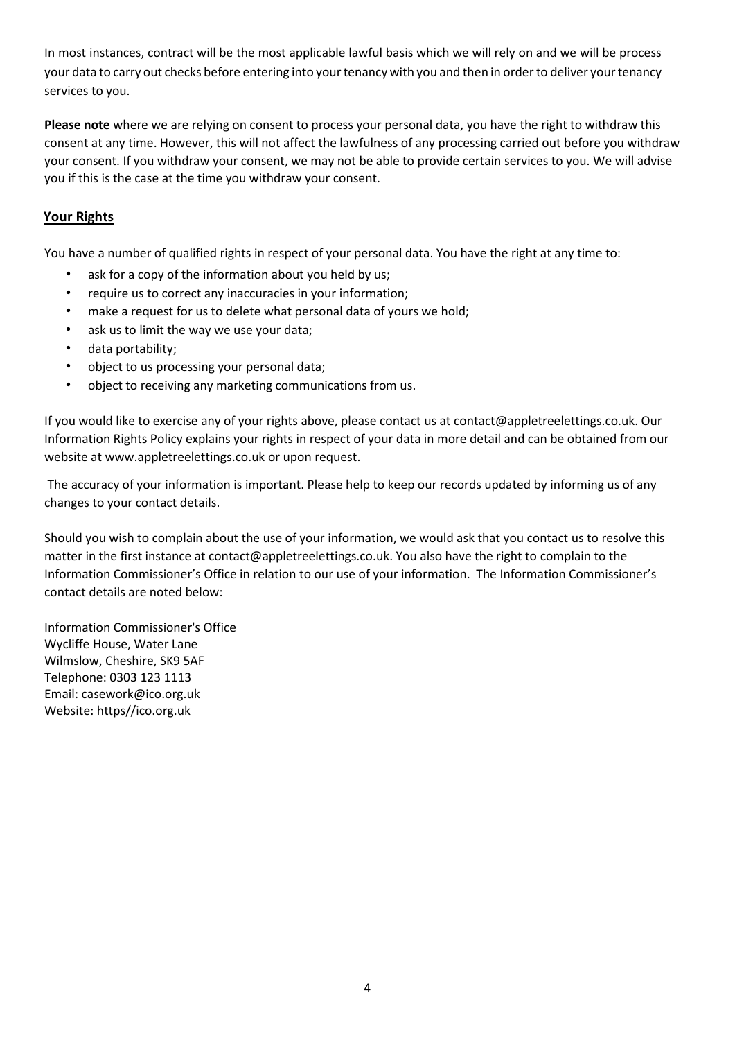In most instances, contract will be the most applicable lawful basis which we will rely on and we will be process your data to carry out checks before entering into your tenancy with you and then in order to deliver your tenancy services to you.

**Please note** where we are relying on consent to process your personal data, you have the right to withdraw this consent at any time. However, this will not affect the lawfulness of any processing carried out before you withdraw your consent. If you withdraw your consent, we may not be able to provide certain services to you. We will advise you if this is the case at the time you withdraw your consent.

## Your Rights

You have a number of qualified rights in respect of your personal data. You have the right at any time to:

- ask for a copy of the information about you held by us;
- require us to correct any inaccuracies in your information;
- make a request for us to delete what personal data of yours we hold;
- ask us to limit the way we use your data;
- data portability;
- object to us processing your personal data;
- object to receiving any marketing communications from us.

If you would like to exercise any of your rights above, please contact us at contact@appletreelettings.co.uk. Our Information Rights Policy explains your rights in respect of your data in more detail and can be obtained from our website at www.appletreelettings.co.uk or upon request.

The accuracy of your information is important. Please help to keep our records updated by informing us of any changes to your contact details.

Should you wish to complain about the use of your information, we would ask that you contact us to resolve this matter in the first instance at contact@appletreelettings.co.uk. You also have the right to complain to the Information Commissioner's Office in relation to our use of your information. The Information Commissioner's contact details are noted below:

Information Commissioner's Office
Wycliffe House, Water Lane
Wilmslow, Cheshire, SK9 5AF
Telephone: 0303 123 1113
Email: casework@ico.org.uk
Website: https//ico.org.uk